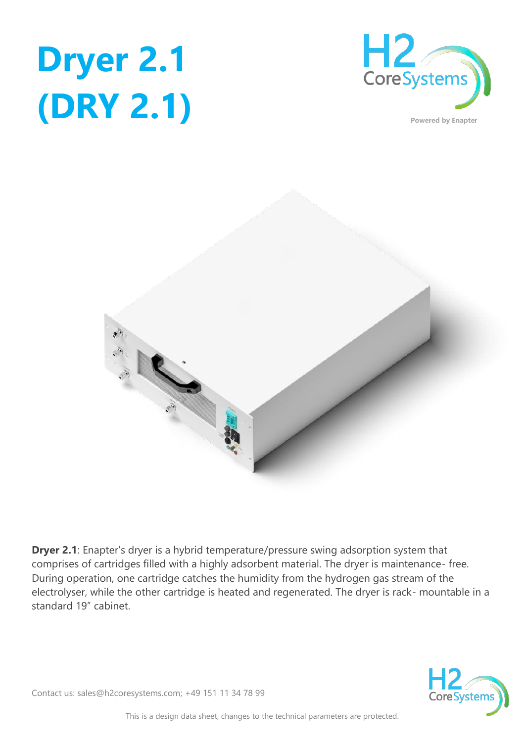# Dryer 2.1 (DRY 2.1)

Powered by Enapter

**Dryer 2.1**: Enapter's dryer is a hybrid temperature/pressure swing adsorption system that comprises of cartridges filled with a highly adsorbent material. The dryer is maintenance- free. During operation, one cartridge catches the humidity from the hydrogen gas stream of the electrolyser, while the other cartridge is heated and regenerated. The dryer is rack- mountable in a standard 19" cabinet.

Contact us: sales@h2coresystems.com; +49 151 11 34 78 99

This is a design data sheet, changes to the technical parameters are protected.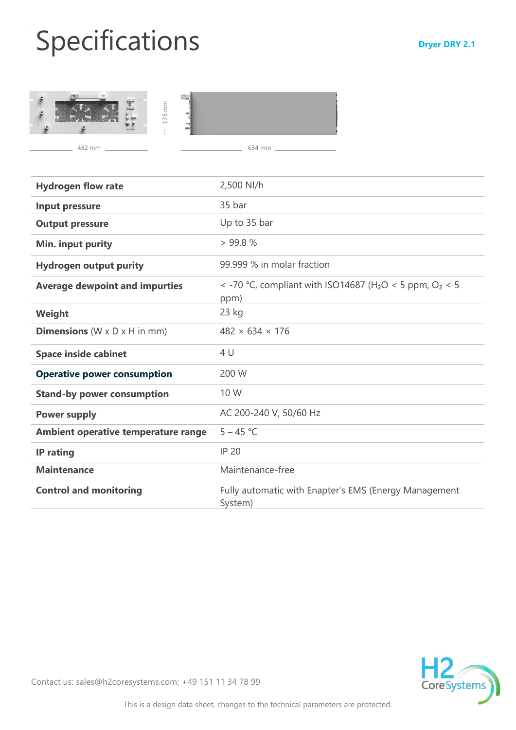# Specifications

**Dryer DRY 2.1**

176 mm

482 mm

634 mm

| | |
|---|---|
| **Hydrogen flow rate** | 2,500 Nl/h |
| **Input pressure** | 35 bar |
| **Output pressure** | Up to 35 bar |
| **Min. input purity** | > 99.8 % |
| **Hydrogen output purity** | 99.999 % in molar fraction |
| **Average dewpoint and impurties** | < -70 °C, compliant with ISO14687 ($H_2O$ < 5 ppm, $O_2$ < 5 ppm) |
| **Weight** | 23 kg |
| **Dimensions** (W x D x H in mm) | 482 × 634 × 176 |
| **Space inside cabinet** | 4 U |
| **Operative power consumption** | 200 W |
| **Stand-by power consumption** | 10 W |
| **Power supply** | AC 200-240 V, 50/60 Hz |
| **Ambient operative temperature range** | 5 – 45 °C |
| **IP rating** | IP 20 |
| **Maintenance** | Maintenance-free |
| **Control and monitoring** | Fully automatic with Enapter's EMS (Energy Management System) |

Contact us: sales@h2coresystems.com; +49 151 11 34 78 99

H2 CoreSystems

This is a design data sheet, changes to the technical parameters are protected.